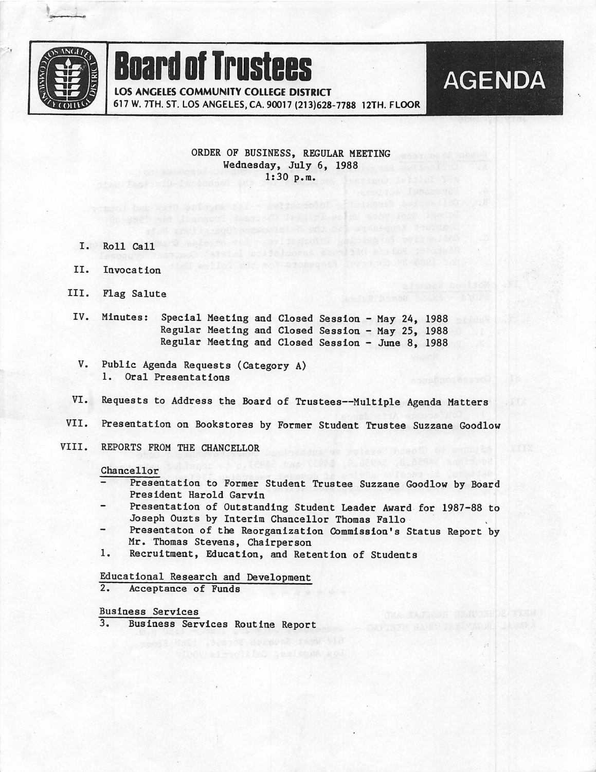# Board of Trustees

**LOS ANGELES COMMUNITY COLLEGE DISTRICT**
617 W. 7TH. ST. LOS ANGELES, CA. 90017 (213)628-7788 12TH. FLOOR

# AGENDA

ORDER OF BUSINESS, REGULAR MEETING
Wednesday, July 6, 1988
1:30 p.m.

I. Roll Call

II. Invocation

III. Flag Salute

IV. Minutes: Special Meeting and Closed Session - May 24, 1988
Regular Meeting and Closed Session - May 25, 1988
Regular Meeting and Closed Session - June 8, 1988

V. Public Agenda Requests (Category A)
1. Oral Presentations

VI. Requests to Address the Board of Trustees--Multiple Agenda Matters

VII. Presentation on Bookstores by Former Student Trustee Suzzane Goodlow

VIII. REPORTS FROM THE CHANCELLOR

Chancellor
- Presentation to Former Student Trustee Suzzane Goodlow by Board President Harold Garvin
- Presentation of Outstanding Student Leader Award for 1987-88 to Joseph Ouzts by Interim Chancellor Thomas Fallo
- Presentaton of the Reorganization Commission's Status Report by Mr. Thomas Stevens, Chairperson

1. Recruitment, Education, and Retention of Students

Educational Research and Development

2. Acceptance of Funds

Business Services

3. Business Services Routine Report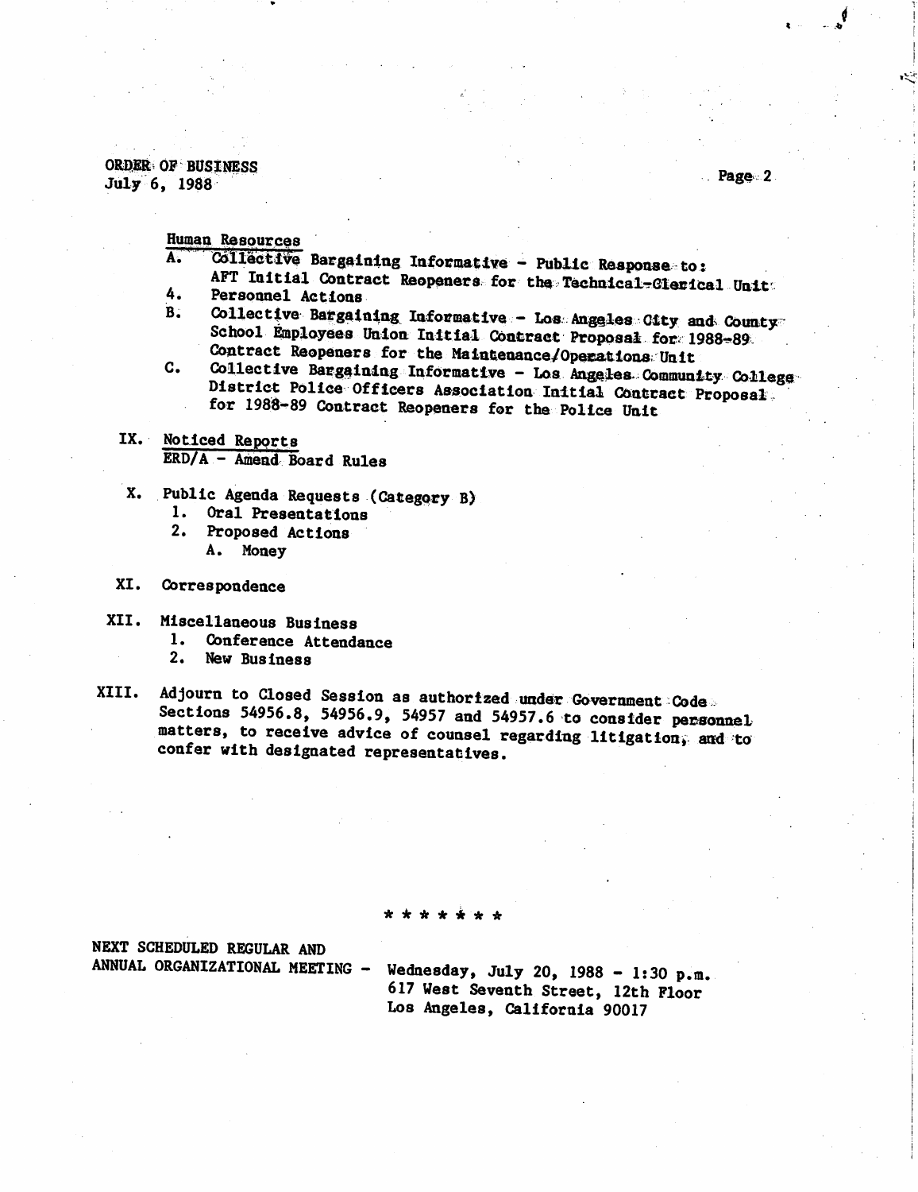ORDER OF BUSINESS
July 6, 1988

Human Resources

A. Collective Bargaining Informative - Public Response to: AFT Initial Contract Reopeners for the Technical-Clerical Unit
4. Personnel Actions
B. Collective Bargaining Informative - Los Angeles City and County School Employees Union Initial Contract Proposal for 1988-89 Contract Reopeners for the Maintenance/Operations Unit
C. Collective Bargaining Informative - Los Angeles Community College District Police Officers Association Initial Contract Proposal for 1988-89 Contract Reopeners for the Police Unit

IX. Noticed Reports
ERD/A - Amend Board Rules

X. Public Agenda Requests (Category B)
1. Oral Presentations
2. Proposed Actions
   A. Money

XI. Correspondence

XII. Miscellaneous Business
1. Conference Attendance
2. New Business

XIII. Adjourn to Closed Session as authorized under Government Code Sections 54956.8, 54956.9, 54957 and 54957.6 to consider personnel matters, to receive advice of counsel regarding litigation, and to confer with designated representatives.

* * * * * * *

NEXT SCHEDULED REGULAR AND ANNUAL ORGANIZATIONAL MEETING - Wednesday, July 20, 1988 - 1:30 p.m.
617 West Seventh Street, 12th Floor
Los Angeles, California 90017